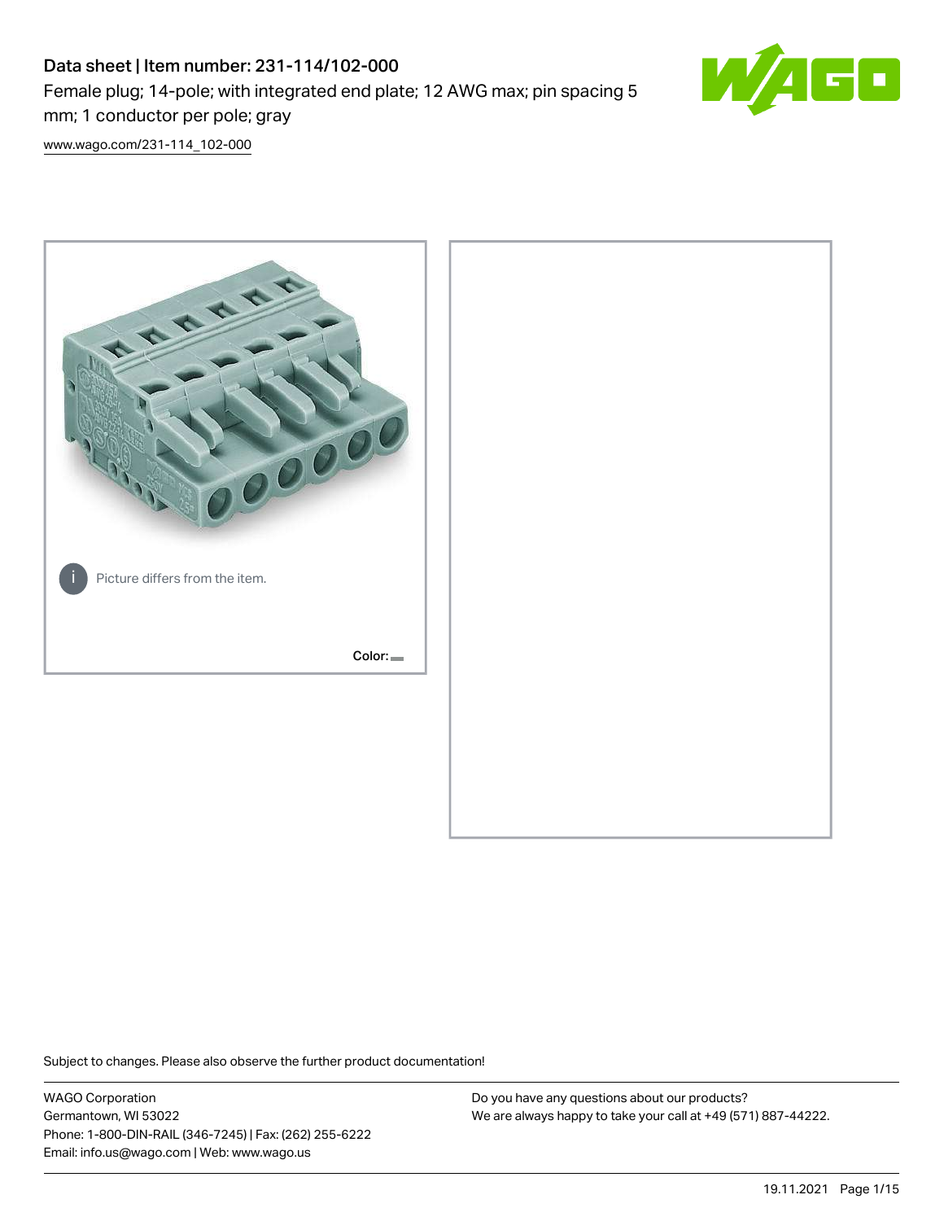# Data sheet | Item number: 231-114/102-000

Female plug; 14-pole; with integrated end plate; 12 AWG max; pin spacing 5 mm; 1 conductor per pole; gray

www.wago.com/231-114_102-000

Picture differs from the item.

Color:

Subject to changes. Please also observe the further product documentation!

WAGO Corporation
Germantown, WI 53022
Phone: 1-800-DIN-RAIL (346-7245) | Fax: (262) 255-6222
Email: info.us@wago.com | Web: www.wago.us

Do you have any questions about our products?
We are always happy to take your call at +49 (571) 887-44222.

19.11.2021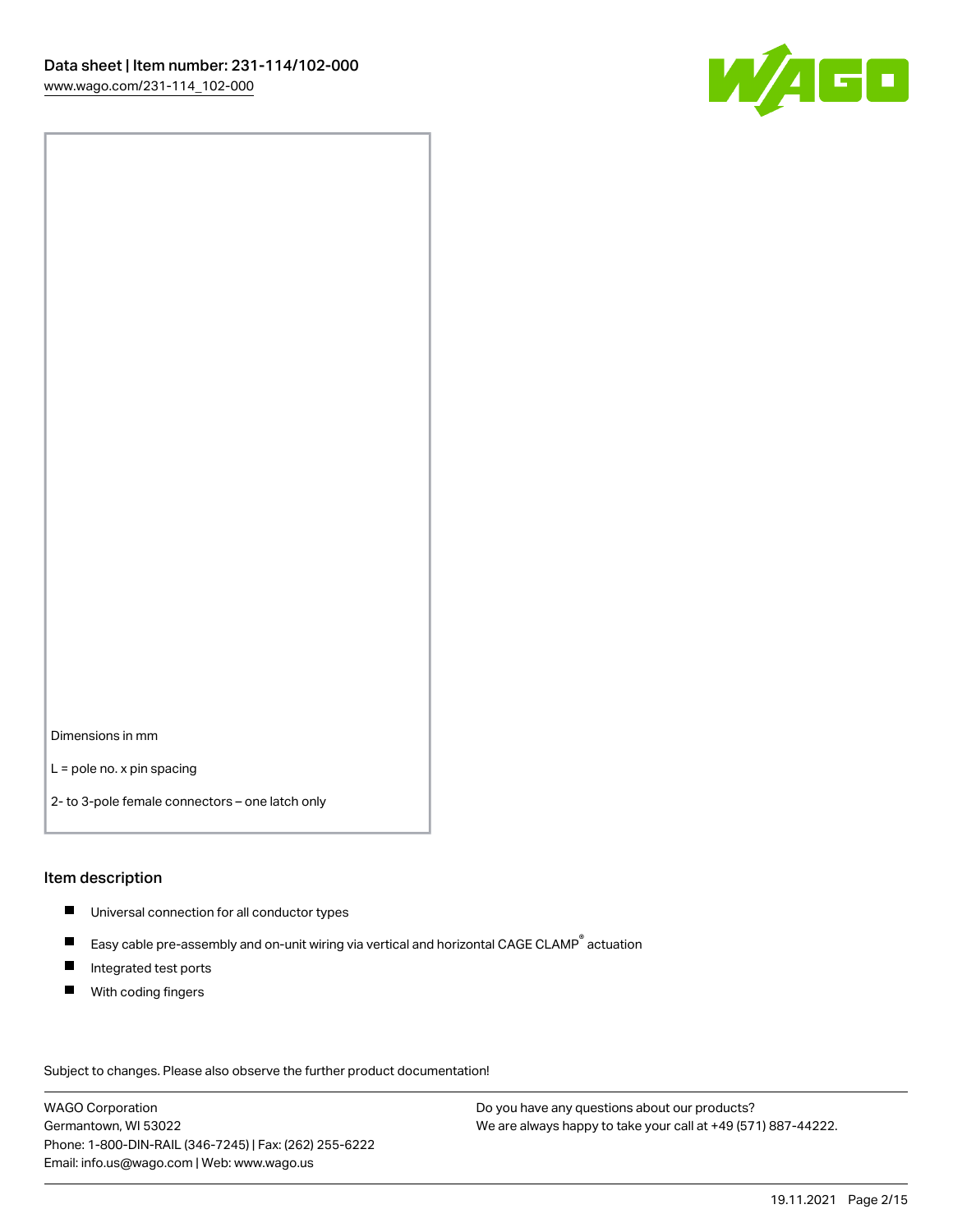Dimensions in mm

L = pole no. x pin spacing

2- to 3-pole female connectors – one latch only

## Item description

- Universal connection for all conductor types
- Easy cable pre-assembly and on-unit wiring via vertical and horizontal CAGE CLAMP® actuation
- Integrated test ports
- With coding fingers

Subject to changes. Please also observe the further product documentation!

WAGO Corporation
Germantown, WI 53022
Phone: 1-800-DIN-RAIL (346-7245) | Fax: (262) 255-6222
Email: info.us@wago.com | Web: www.wago.us

Do you have any questions about our products?
We are always happy to take your call at +49 (571) 887-44222.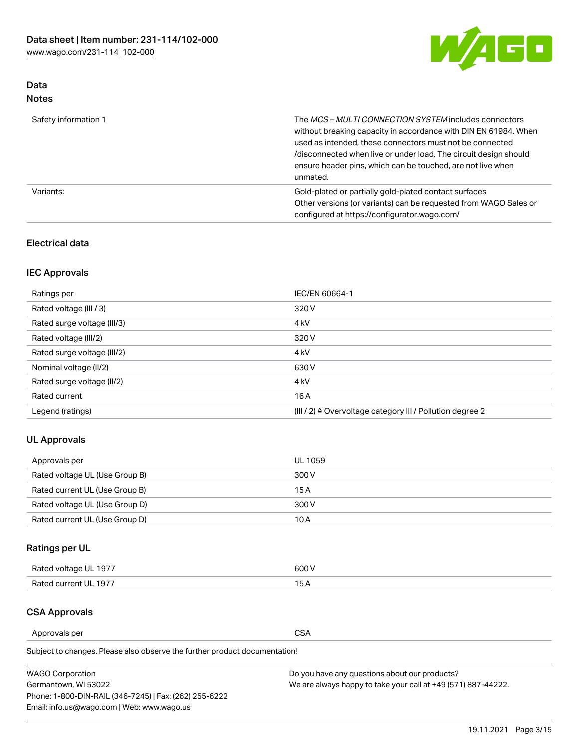## Data
### Notes

| | |
|---|---|
| Safety information 1 | The *MCS – MULTI CONNECTION SYSTEM* includes connectors without breaking capacity in accordance with DIN EN 61984. When used as intended, these connectors must not be connected /disconnected when live or under load. The circuit design should ensure header pins, which can be touched, are not live when unmated. |
| Variants: | Gold-plated or partially gold-plated contact surfaces<br>Other versions (or variants) can be requested from WAGO Sales or configured at https://configurator.wago.com/ |

### Electrical data

#### IEC Approvals

| | |
|---|---|
| Ratings per | IEC/EN 60664-1 |
| Rated voltage (III / 3) | 320 V |
| Rated surge voltage (III/3) | 4 kV |
| Rated voltage (III/2) | 320 V |
| Rated surge voltage (III/2) | 4 kV |
| Nominal voltage (II/2) | 630 V |
| Rated surge voltage (II/2) | 4 kV |
| Rated current | 16 A |
| Legend (ratings) | (III / 2) ≙ Overvoltage category III / Pollution degree 2 |

#### UL Approvals

| | |
|---|---|
| Approvals per | UL 1059 |
| Rated voltage UL (Use Group B) | 300 V |
| Rated current UL (Use Group B) | 15 A |
| Rated voltage UL (Use Group D) | 300 V |
| Rated current UL (Use Group D) | 10 A |

#### Ratings per UL

| | |
|---|---|
| Rated voltage UL 1977 | 600 V |
| Rated current UL 1977 | 15 A |

#### CSA Approvals

| | |
|---|---|
| Approvals per | CSA |

Subject to changes. Please also observe the further product documentation!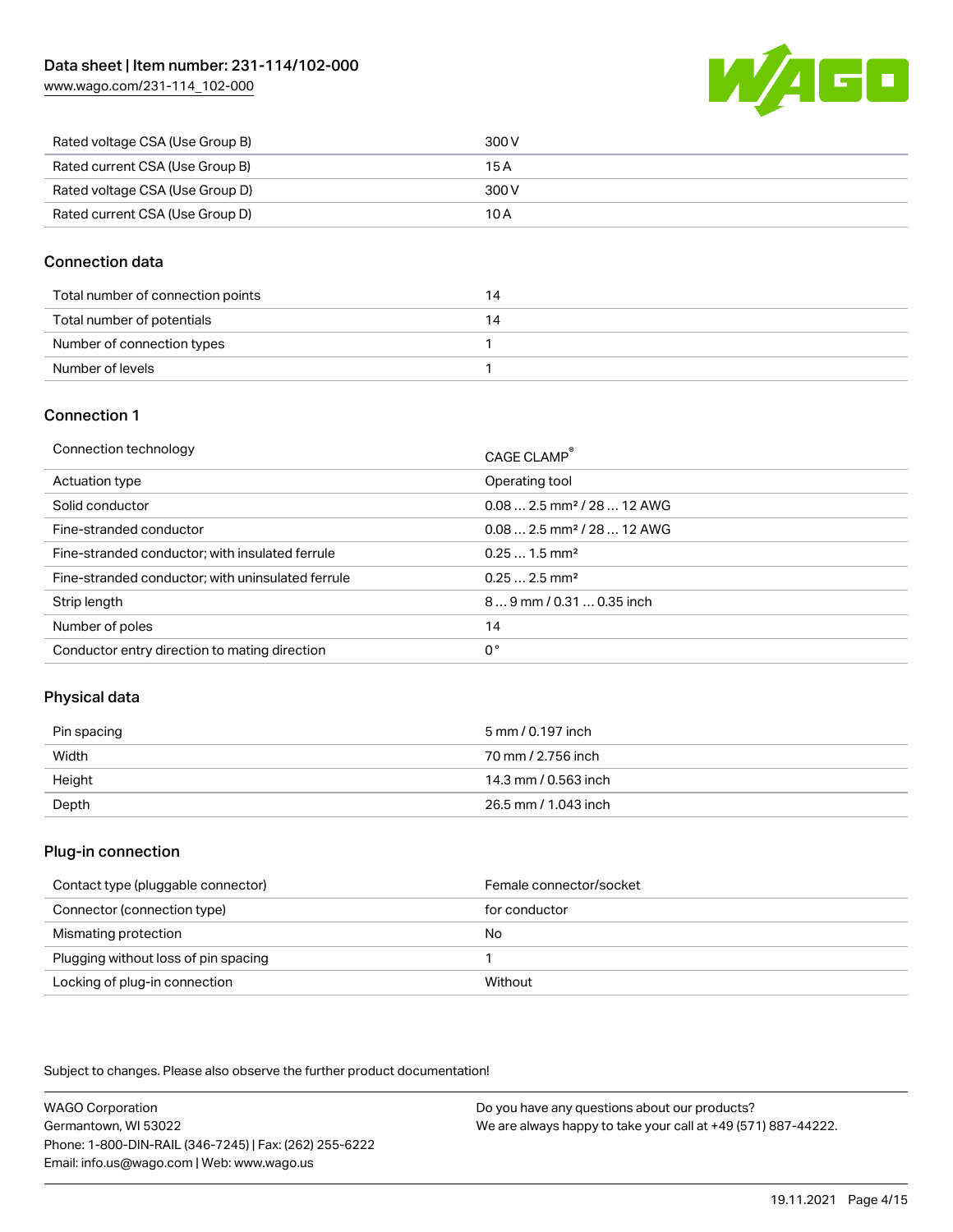| | |
|---|---|
| Rated voltage CSA (Use Group B) | 300 V |
| Rated current CSA (Use Group B) | 15 A |
| Rated voltage CSA (Use Group D) | 300 V |
| Rated current CSA (Use Group D) | 10 A |

## Connection data

| | |
|---|---|
| Total number of connection points | 14 |
| Total number of potentials | 14 |
| Number of connection types | 1 |
| Number of levels | 1 |

## Connection 1

| | |
|---|---|
| Connection technology | CAGE CLAMP® |
| Actuation type | Operating tool |
| Solid conductor | 0.08 … 2.5 mm² / 28 … 12 AWG |
| Fine-stranded conductor | 0.08 … 2.5 mm² / 28 … 12 AWG |
| Fine-stranded conductor; with insulated ferrule | 0.25 … 1.5 mm² |
| Fine-stranded conductor; with uninsulated ferrule | 0.25 … 2.5 mm² |
| Strip length | 8 … 9 mm / 0.31 … 0.35 inch |
| Number of poles | 14 |
| Conductor entry direction to mating direction | 0 ° |

## Physical data

| | |
|---|---|
| Pin spacing | 5 mm / 0.197 inch |
| Width | 70 mm / 2.756 inch |
| Height | 14.3 mm / 0.563 inch |
| Depth | 26.5 mm / 1.043 inch |

## Plug-in connection

| | |
|---|---|
| Contact type (pluggable connector) | Female connector/socket |
| Connector (connection type) | for conductor |
| Mismating protection | No |
| Plugging without loss of pin spacing | 1 |
| Locking of plug-in connection | Without |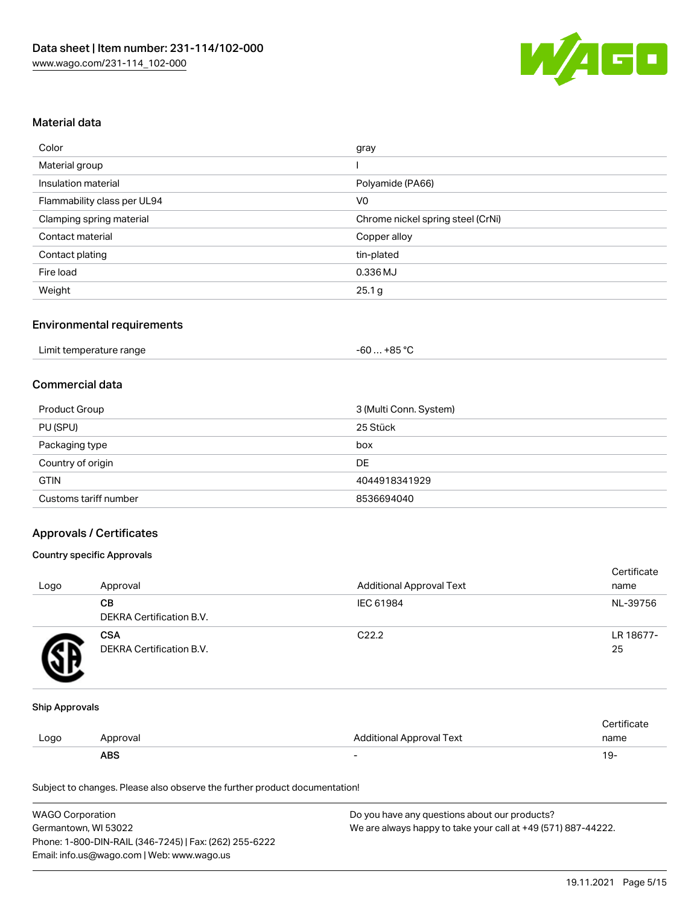## Material data

| | |
|---|---|
| Color | gray |
| Material group | I |
| Insulation material | Polyamide (PA66) |
| Flammability class per UL94 | V0 |
| Clamping spring material | Chrome nickel spring steel (CrNi) |
| Contact material | Copper alloy |
| Contact plating | tin-plated |
| Fire load | 0.336 MJ |
| Weight | 25.1 g |

## Environmental requirements

| | |
|---|---|
| Limit temperature range | -60 … +85 °C |

## Commercial data

| | |
|---|---|
| Product Group | 3 (Multi Conn. System) |
| PU (SPU) | 25 Stück |
| Packaging type | box |
| Country of origin | DE |
| GTIN | 4044918341929 |
| Customs tariff number | 8536694040 |

## Approvals / Certificates

### Country specific Approvals

| Logo | Approval | Additional Approval Text | Certificate name |
|---|---|---|---|
| | **CB** DEKRA Certification B.V. | IEC 61984 | NL-39756 |
| | **CSA** DEKRA Certification B.V. | C22.2 | LR 18677-25 |

### Ship Approvals

| Logo | Approval | Additional Approval Text | Certificate name |
|---|---|---|---|
| | **ABS** | - | 19- |

Subject to changes. Please also observe the further product documentation!

WAGO Corporation
Germantown, WI 53022
Phone: 1-800-DIN-RAIL (346-7245) | Fax: (262) 255-6222
Email: info.us@wago.com | Web: www.wago.us

Do you have any questions about our products?
We are always happy to take your call at +49 (571) 887-44222.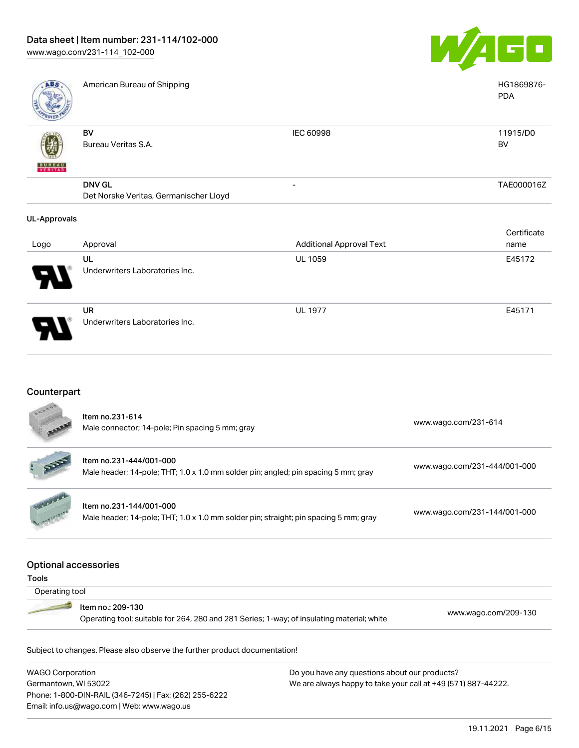| | | | |
|---|---|---|---|
| | American Bureau of Shipping | | HG1869876-PDA |
| | **BV**<br>Bureau Veritas S.A. | IEC 60998 | 11915/D0<br>BV |
| | **DNV GL**<br>Det Norske Veritas, Germanischer Lloyd | - | TAE000016Z |

### UL-Approvals

| Logo | Approval | Additional Approval Text | Certificate name |
|---|---|---|---|
| | **UL**<br>Underwriters Laboratories Inc. | UL 1059 | E45172 |
| | **UR**<br>Underwriters Laboratories Inc. | UL 1977 | E45171 |

## Counterpart

| | | |
|---|---|---|
| | Item no.231-614<br>Male connector; 14-pole; Pin spacing 5 mm; gray | www.wago.com/231-614 |
| | Item no.231-444/001-000<br>Male header; 14-pole; THT; 1.0 x 1.0 mm solder pin; angled; pin spacing 5 mm; gray | www.wago.com/231-444/001-000 |
| | Item no.231-144/001-000<br>Male header; 14-pole; THT; 1.0 x 1.0 mm solder pin; straight; pin spacing 5 mm; gray | www.wago.com/231-144/001-000 |

## Optional accessories

**Tools**

Operating tool

| | | |
|---|---|---|
| | Item no.: 209-130<br>Operating tool; suitable for 264, 280 and 281 Series; 1-way; of insulating material; white | www.wago.com/209-130 |

Subject to changes. Please also observe the further product documentation!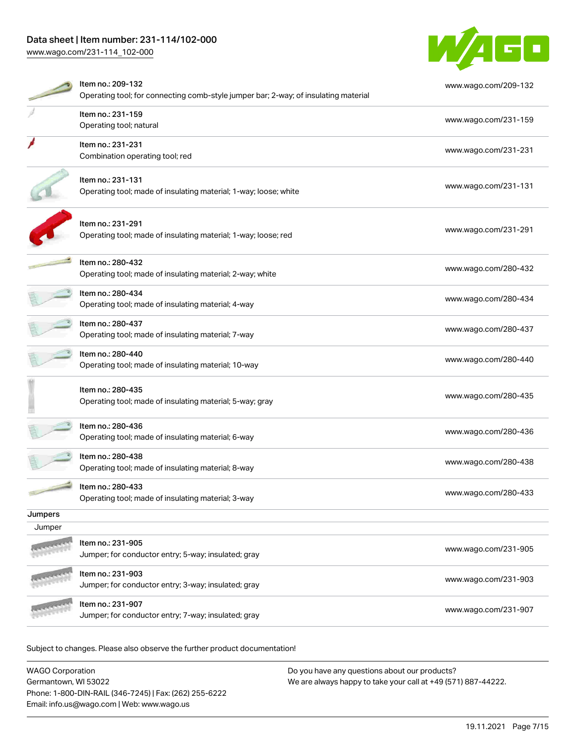| | |
|---|---|
| Item no.: 209-132<br>Operating tool; for connecting comb-style jumper bar; 2-way; of insulating material | www.wago.com/209-132 |
| Item no.: 231-159<br>Operating tool; natural | www.wago.com/231-159 |
| Item no.: 231-231<br>Combination operating tool; red | www.wago.com/231-231 |
| Item no.: 231-131<br>Operating tool; made of insulating material; 1-way; loose; white | www.wago.com/231-131 |
| Item no.: 231-291<br>Operating tool; made of insulating material; 1-way; loose; red | www.wago.com/231-291 |
| Item no.: 280-432<br>Operating tool; made of insulating material; 2-way; white | www.wago.com/280-432 |
| Item no.: 280-434<br>Operating tool; made of insulating material; 4-way | www.wago.com/280-434 |
| Item no.: 280-437<br>Operating tool; made of insulating material; 7-way | www.wago.com/280-437 |
| Item no.: 280-440<br>Operating tool; made of insulating material; 10-way | www.wago.com/280-440 |
| Item no.: 280-435<br>Operating tool; made of insulating material; 5-way; gray | www.wago.com/280-435 |
| Item no.: 280-436<br>Operating tool; made of insulating material; 6-way | www.wago.com/280-436 |
| Item no.: 280-438<br>Operating tool; made of insulating material; 8-way | www.wago.com/280-438 |
| Item no.: 280-433<br>Operating tool; made of insulating material; 3-way | www.wago.com/280-433 |

**Jumpers**

Jumper

| | |
|---|---|
| Item no.: 231-905<br>Jumper; for conductor entry; 5-way; insulated; gray | www.wago.com/231-905 |
| Item no.: 231-903<br>Jumper; for conductor entry; 3-way; insulated; gray | www.wago.com/231-903 |
| Item no.: 231-907<br>Jumper; for conductor entry; 7-way; insulated; gray | www.wago.com/231-907 |

Subject to changes. Please also observe the further product documentation!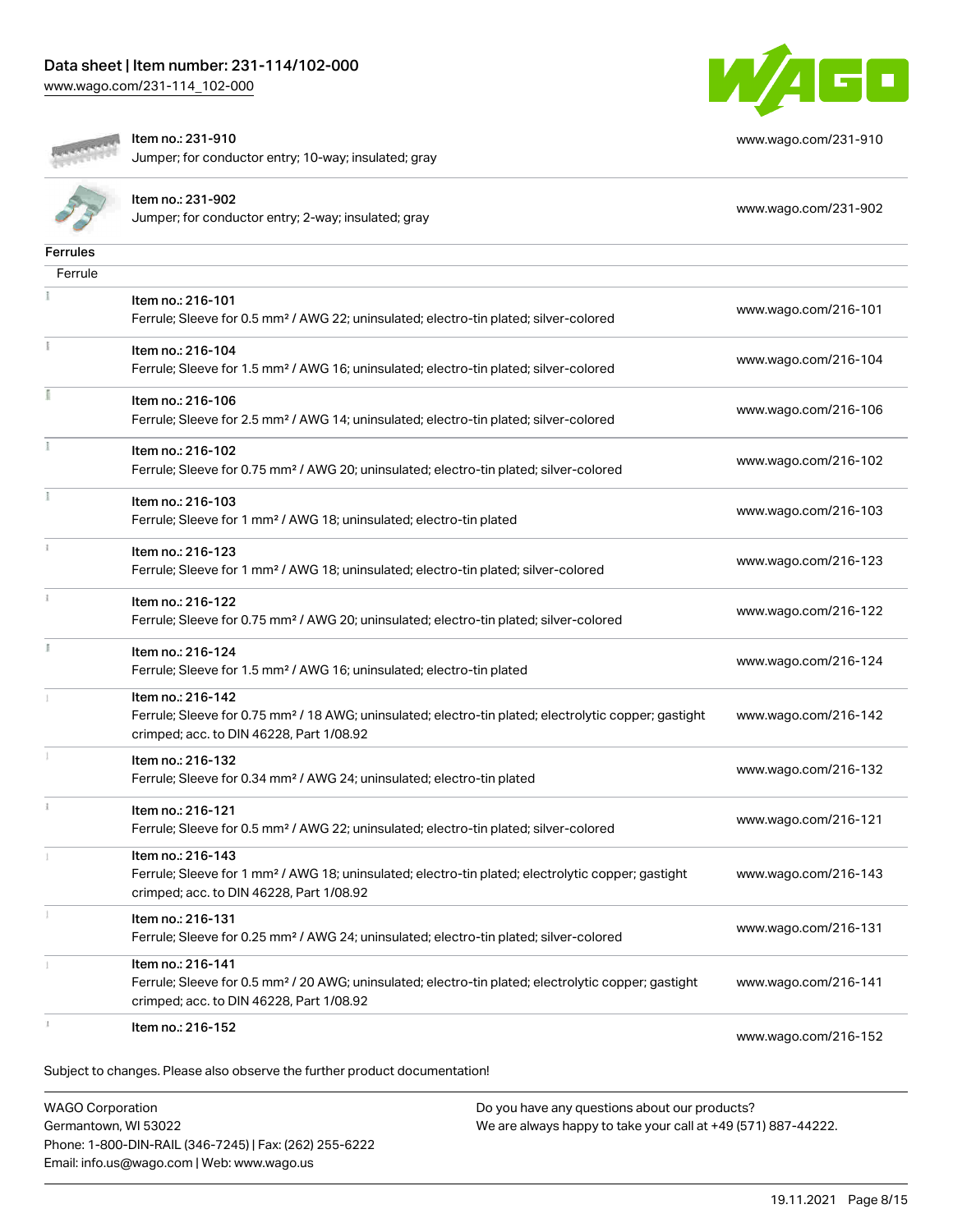| | | |
|---|---|---|
| | Item no.: 231-910<br>Jumper; for conductor entry; 10-way; insulated; gray | www.wago.com/231-910 |
| | Item no.: 231-902<br>Jumper; for conductor entry; 2-way; insulated; gray | www.wago.com/231-902 |

## Ferrules

Ferrule

| | | |
|---|---|---|
| | Item no.: 216-101<br>Ferrule; Sleeve for 0.5 mm² / AWG 22; uninsulated; electro-tin plated; silver-colored | www.wago.com/216-101 |
| | Item no.: 216-104<br>Ferrule; Sleeve for 1.5 mm² / AWG 16; uninsulated; electro-tin plated; silver-colored | www.wago.com/216-104 |
| | Item no.: 216-106<br>Ferrule; Sleeve for 2.5 mm² / AWG 14; uninsulated; electro-tin plated; silver-colored | www.wago.com/216-106 |
| | Item no.: 216-102<br>Ferrule; Sleeve for 0.75 mm² / AWG 20; uninsulated; electro-tin plated; silver-colored | www.wago.com/216-102 |
| | Item no.: 216-103<br>Ferrule; Sleeve for 1 mm² / AWG 18; uninsulated; electro-tin plated | www.wago.com/216-103 |
| | Item no.: 216-123<br>Ferrule; Sleeve for 1 mm² / AWG 18; uninsulated; electro-tin plated; silver-colored | www.wago.com/216-123 |
| | Item no.: 216-122<br>Ferrule; Sleeve for 0.75 mm² / AWG 20; uninsulated; electro-tin plated; silver-colored | www.wago.com/216-122 |
| | Item no.: 216-124<br>Ferrule; Sleeve for 1.5 mm² / AWG 16; uninsulated; electro-tin plated | www.wago.com/216-124 |
| | Item no.: 216-142<br>Ferrule; Sleeve for 0.75 mm² / 18 AWG; uninsulated; electro-tin plated; electrolytic copper; gastight crimped; acc. to DIN 46228, Part 1/08.92 | www.wago.com/216-142 |
| | Item no.: 216-132<br>Ferrule; Sleeve for 0.34 mm² / AWG 24; uninsulated; electro-tin plated | www.wago.com/216-132 |
| | Item no.: 216-121<br>Ferrule; Sleeve for 0.5 mm² / AWG 22; uninsulated; electro-tin plated; silver-colored | www.wago.com/216-121 |
| | Item no.: 216-143<br>Ferrule; Sleeve for 1 mm² / AWG 18; uninsulated; electro-tin plated; electrolytic copper; gastight crimped; acc. to DIN 46228, Part 1/08.92 | www.wago.com/216-143 |
| | Item no.: 216-131<br>Ferrule; Sleeve for 0.25 mm² / AWG 24; uninsulated; electro-tin plated; silver-colored | www.wago.com/216-131 |
| | Item no.: 216-141<br>Ferrule; Sleeve for 0.5 mm² / 20 AWG; uninsulated; electro-tin plated; electrolytic copper; gastight crimped; acc. to DIN 46228, Part 1/08.92 | www.wago.com/216-141 |
| | Item no.: 216-152 | www.wago.com/216-152 |

Subject to changes. Please also observe the further product documentation!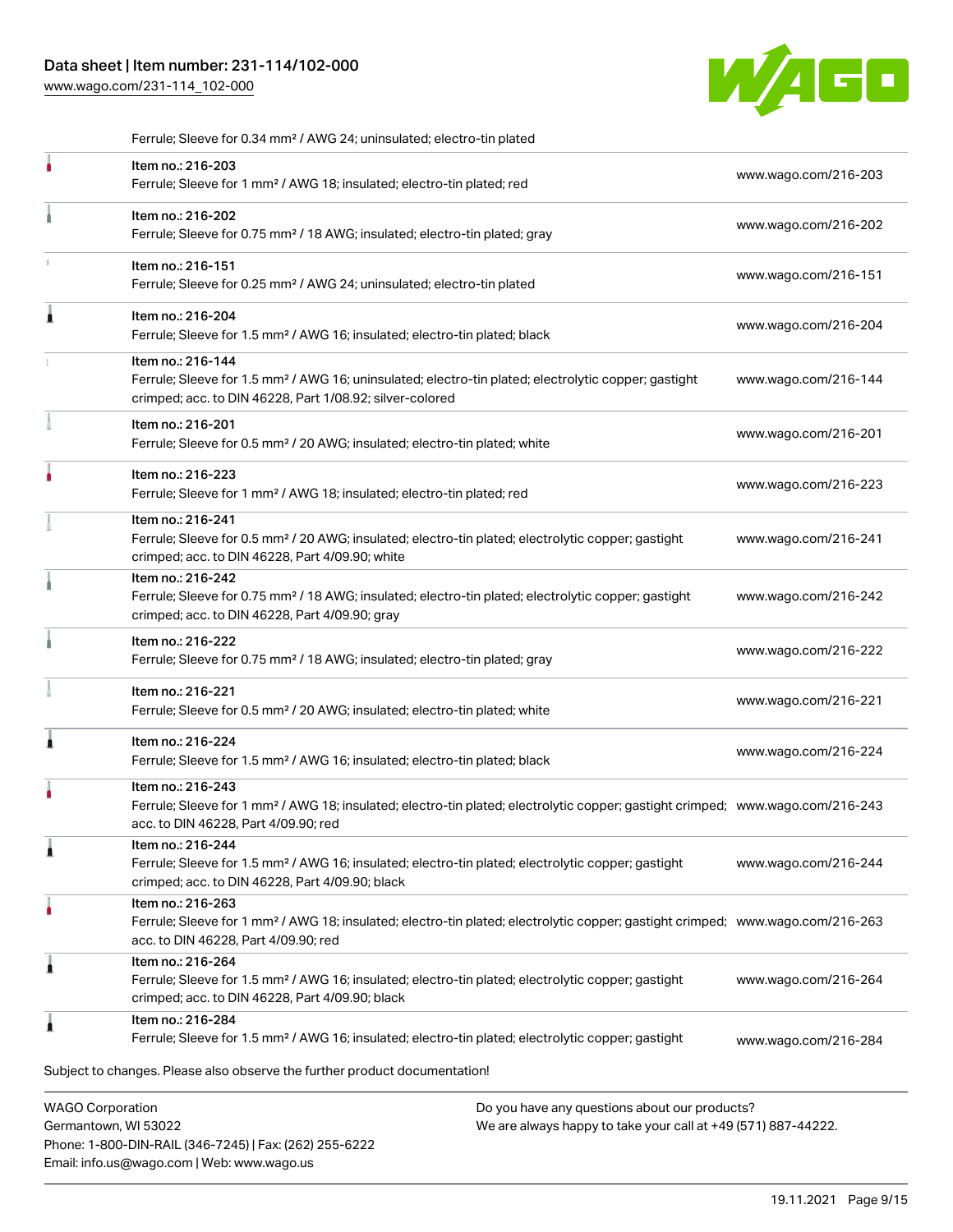Ferrule; Sleeve for 0.34 mm² / AWG 24; uninsulated; electro-tin plated

| Item | URL |
| --- | --- |
| Item no.: 216-203<br>Ferrule; Sleeve for 1 mm² / AWG 18; insulated; electro-tin plated; red | www.wago.com/216-203 |
| Item no.: 216-202<br>Ferrule; Sleeve for 0.75 mm² / 18 AWG; insulated; electro-tin plated; gray | www.wago.com/216-202 |
| Item no.: 216-151<br>Ferrule; Sleeve for 0.25 mm² / AWG 24; uninsulated; electro-tin plated | www.wago.com/216-151 |
| Item no.: 216-204<br>Ferrule; Sleeve for 1.5 mm² / AWG 16; insulated; electro-tin plated; black | www.wago.com/216-204 |
| Item no.: 216-144<br>Ferrule; Sleeve for 1.5 mm² / AWG 16; uninsulated; electro-tin plated; electrolytic copper; gastight crimped; acc. to DIN 46228, Part 1/08.92; silver-colored | www.wago.com/216-144 |
| Item no.: 216-201<br>Ferrule; Sleeve for 0.5 mm² / 20 AWG; insulated; electro-tin plated; white | www.wago.com/216-201 |
| Item no.: 216-223<br>Ferrule; Sleeve for 1 mm² / AWG 18; insulated; electro-tin plated; red | www.wago.com/216-223 |
| Item no.: 216-241<br>Ferrule; Sleeve for 0.5 mm² / 20 AWG; insulated; electro-tin plated; electrolytic copper; gastight crimped; acc. to DIN 46228, Part 4/09.90; white | www.wago.com/216-241 |
| Item no.: 216-242<br>Ferrule; Sleeve for 0.75 mm² / 18 AWG; insulated; electro-tin plated; electrolytic copper; gastight crimped; acc. to DIN 46228, Part 4/09.90; gray | www.wago.com/216-242 |
| Item no.: 216-222<br>Ferrule; Sleeve for 0.75 mm² / 18 AWG; insulated; electro-tin plated; gray | www.wago.com/216-222 |
| Item no.: 216-221<br>Ferrule; Sleeve for 0.5 mm² / 20 AWG; insulated; electro-tin plated; white | www.wago.com/216-221 |
| Item no.: 216-224<br>Ferrule; Sleeve for 1.5 mm² / AWG 16; insulated; electro-tin plated; black | www.wago.com/216-224 |
| Item no.: 216-243<br>Ferrule; Sleeve for 1 mm² / AWG 18; insulated; electro-tin plated; electrolytic copper; gastight crimped; acc. to DIN 46228, Part 4/09.90; red | www.wago.com/216-243 |
| Item no.: 216-244<br>Ferrule; Sleeve for 1.5 mm² / AWG 16; insulated; electro-tin plated; electrolytic copper; gastight crimped; acc. to DIN 46228, Part 4/09.90; black | www.wago.com/216-244 |
| Item no.: 216-263<br>Ferrule; Sleeve for 1 mm² / AWG 18; insulated; electro-tin plated; electrolytic copper; gastight crimped; acc. to DIN 46228, Part 4/09.90; red | www.wago.com/216-263 |
| Item no.: 216-264<br>Ferrule; Sleeve for 1.5 mm² / AWG 16; insulated; electro-tin plated; electrolytic copper; gastight crimped; acc. to DIN 46228, Part 4/09.90; black | www.wago.com/216-264 |
| Item no.: 216-284<br>Ferrule; Sleeve for 1.5 mm² / AWG 16; insulated; electro-tin plated; electrolytic copper; gastight | www.wago.com/216-284 |

Subject to changes. Please also observe the further product documentation!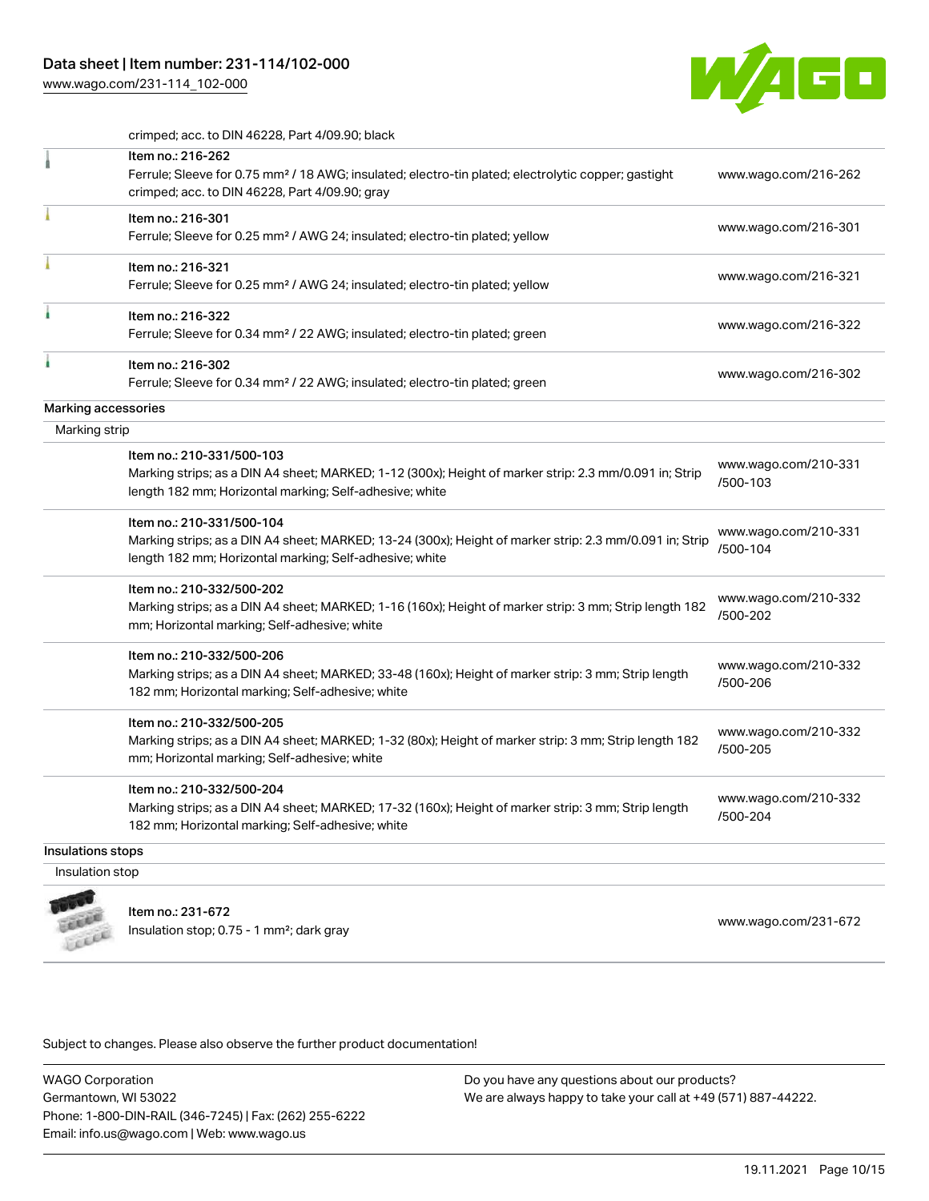crimped; acc. to DIN 46228, Part 4/09.90; black

| Item | Link |
| --- | --- |
| Item no.: 216-262<br>Ferrule; Sleeve for 0.75 mm² / 18 AWG; insulated; electro-tin plated; electrolytic copper; gastight crimped; acc. to DIN 46228, Part 4/09.90; gray | www.wago.com/216-262 |
| Item no.: 216-301<br>Ferrule; Sleeve for 0.25 mm² / AWG 24; insulated; electro-tin plated; yellow | www.wago.com/216-301 |
| Item no.: 216-321<br>Ferrule; Sleeve for 0.25 mm² / AWG 24; insulated; electro-tin plated; yellow | www.wago.com/216-321 |
| Item no.: 216-322<br>Ferrule; Sleeve for 0.34 mm² / 22 AWG; insulated; electro-tin plated; green | www.wago.com/216-322 |
| Item no.: 216-302<br>Ferrule; Sleeve for 0.34 mm² / 22 AWG; insulated; electro-tin plated; green | www.wago.com/216-302 |

## Marking accessories

### Marking strip

| Item | Link |
| --- | --- |
| Item no.: 210-331/500-103<br>Marking strips; as a DIN A4 sheet; MARKED; 1-12 (300x); Height of marker strip: 2.3 mm/0.091 in; Strip length 182 mm; Horizontal marking; Self-adhesive; white | www.wago.com/210-331/500-103 |
| Item no.: 210-331/500-104<br>Marking strips; as a DIN A4 sheet; MARKED; 13-24 (300x); Height of marker strip: 2.3 mm/0.091 in; Strip length 182 mm; Horizontal marking; Self-adhesive; white | www.wago.com/210-331/500-104 |
| Item no.: 210-332/500-202<br>Marking strips; as a DIN A4 sheet; MARKED; 1-16 (160x); Height of marker strip: 3 mm; Strip length 182 mm; Horizontal marking; Self-adhesive; white | www.wago.com/210-332/500-202 |
| Item no.: 210-332/500-206<br>Marking strips; as a DIN A4 sheet; MARKED; 33-48 (160x); Height of marker strip: 3 mm; Strip length 182 mm; Horizontal marking; Self-adhesive; white | www.wago.com/210-332/500-206 |
| Item no.: 210-332/500-205<br>Marking strips; as a DIN A4 sheet; MARKED; 1-32 (80x); Height of marker strip: 3 mm; Strip length 182 mm; Horizontal marking; Self-adhesive; white | www.wago.com/210-332/500-205 |
| Item no.: 210-332/500-204<br>Marking strips; as a DIN A4 sheet; MARKED; 17-32 (160x); Height of marker strip: 3 mm; Strip length 182 mm; Horizontal marking; Self-adhesive; white | www.wago.com/210-332/500-204 |

## Insulations stops

### Insulation stop

| Item | Link |
| --- | --- |
| Item no.: 231-672<br>Insulation stop; 0.75 - 1 mm²; dark gray | www.wago.com/231-672 |

Subject to changes. Please also observe the further product documentation!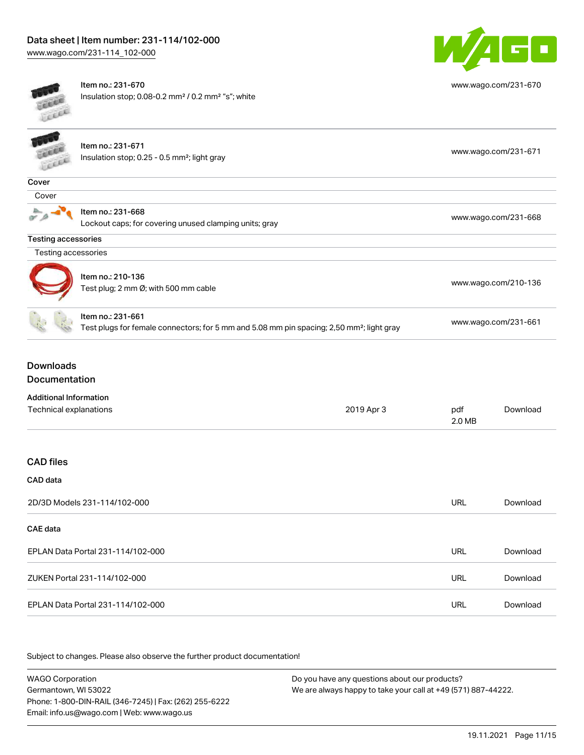| | | |
|---|---|---|
| Item no.: 231-670<br>Insulation stop; 0.08-0.2 mm² / 0.2 mm² "s"; white | | www.wago.com/231-670 |
| Item no.: 231-671<br>Insulation stop; 0.25 - 0.5 mm²; light gray | | www.wago.com/231-671 |

**Cover**

Cover

| | |
|---|---|
| Item no.: 231-668<br>Lockout caps; for covering unused clamping units; gray | www.wago.com/231-668 |

**Testing accessories**

Testing accessories

| | |
|---|---|
| Item no.: 210-136<br>Test plug; 2 mm Ø; with 500 mm cable | www.wago.com/210-136 |
| Item no.: 231-661<br>Test plugs for female connectors; for 5 mm and 5.08 mm pin spacing; 2,50 mm²; light gray | www.wago.com/231-661 |

## Downloads

## Documentation

**Additional Information**

| | | | |
|---|---|---|---|
| Technical explanations | 2019 Apr 3 | pdf<br>2.0 MB | Download |

## CAD files

**CAD data**

| | | |
|---|---|---|
| 2D/3D Models 231-114/102-000 | URL | Download |

**CAE data**

| | | |
|---|---|---|
| EPLAN Data Portal 231-114/102-000 | URL | Download |
| ZUKEN Portal 231-114/102-000 | URL | Download |
| EPLAN Data Portal 231-114/102-000 | URL | Download |

Subject to changes. Please also observe the further product documentation!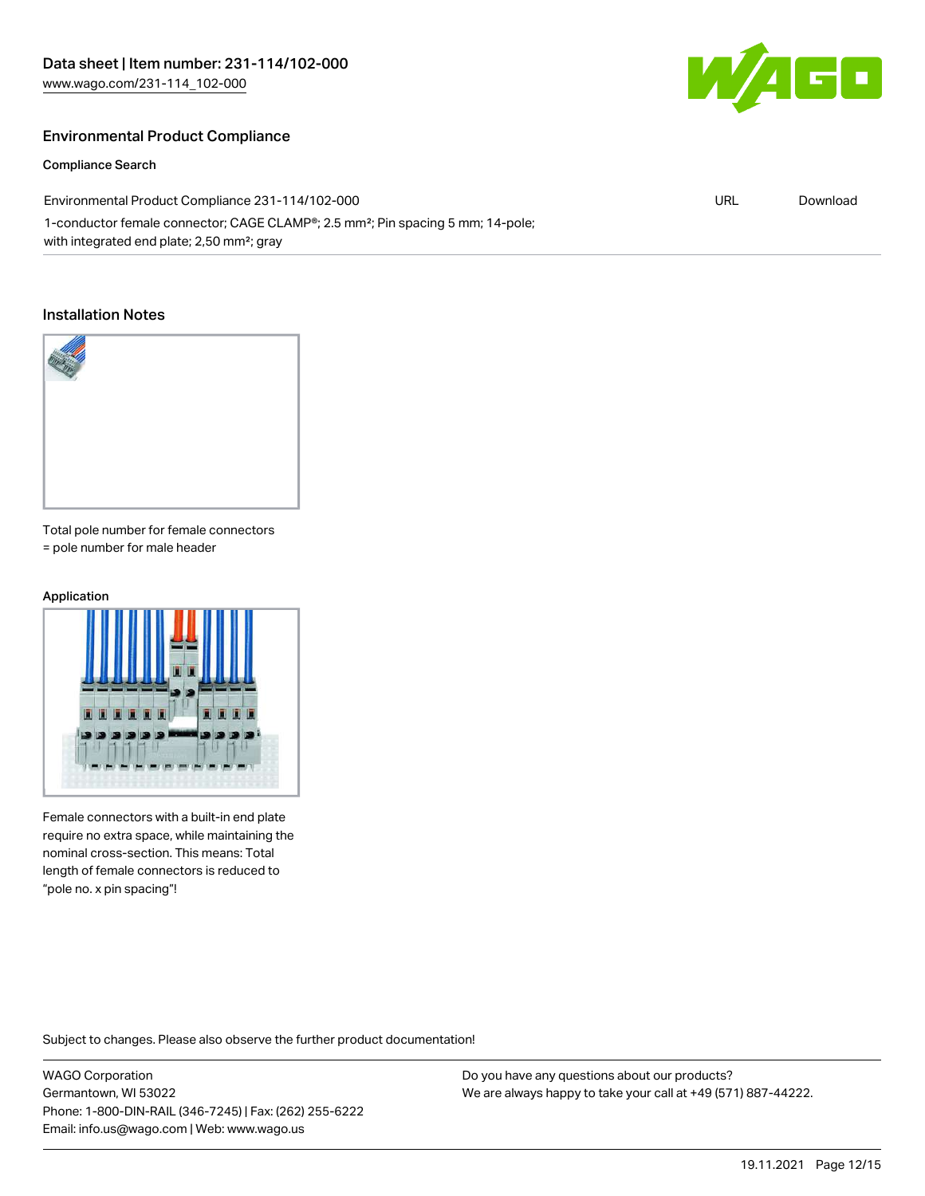## Environmental Product Compliance

### Compliance Search

| Environmental Product Compliance 231-114/102-000 | URL | Download |
| --- | --- | --- |
| 1-conductor female connector; CAGE CLAMP®; 2.5 mm²; Pin spacing 5 mm; 14-pole; with integrated end plate; 2,50 mm²; gray | | |

## Installation Notes

Total pole number for female connectors = pole number for male header

### Application

Female connectors with a built-in end plate require no extra space, while maintaining the nominal cross-section. This means: Total length of female connectors is reduced to "pole no. x pin spacing"!

Subject to changes. Please also observe the further product documentation!

WAGO Corporation
Germantown, WI 53022
Phone: 1-800-DIN-RAIL (346-7245) | Fax: (262) 255-6222
Email: info.us@wago.com | Web: www.wago.us

Do you have any questions about our products?
We are always happy to take your call at +49 (571) 887-44222.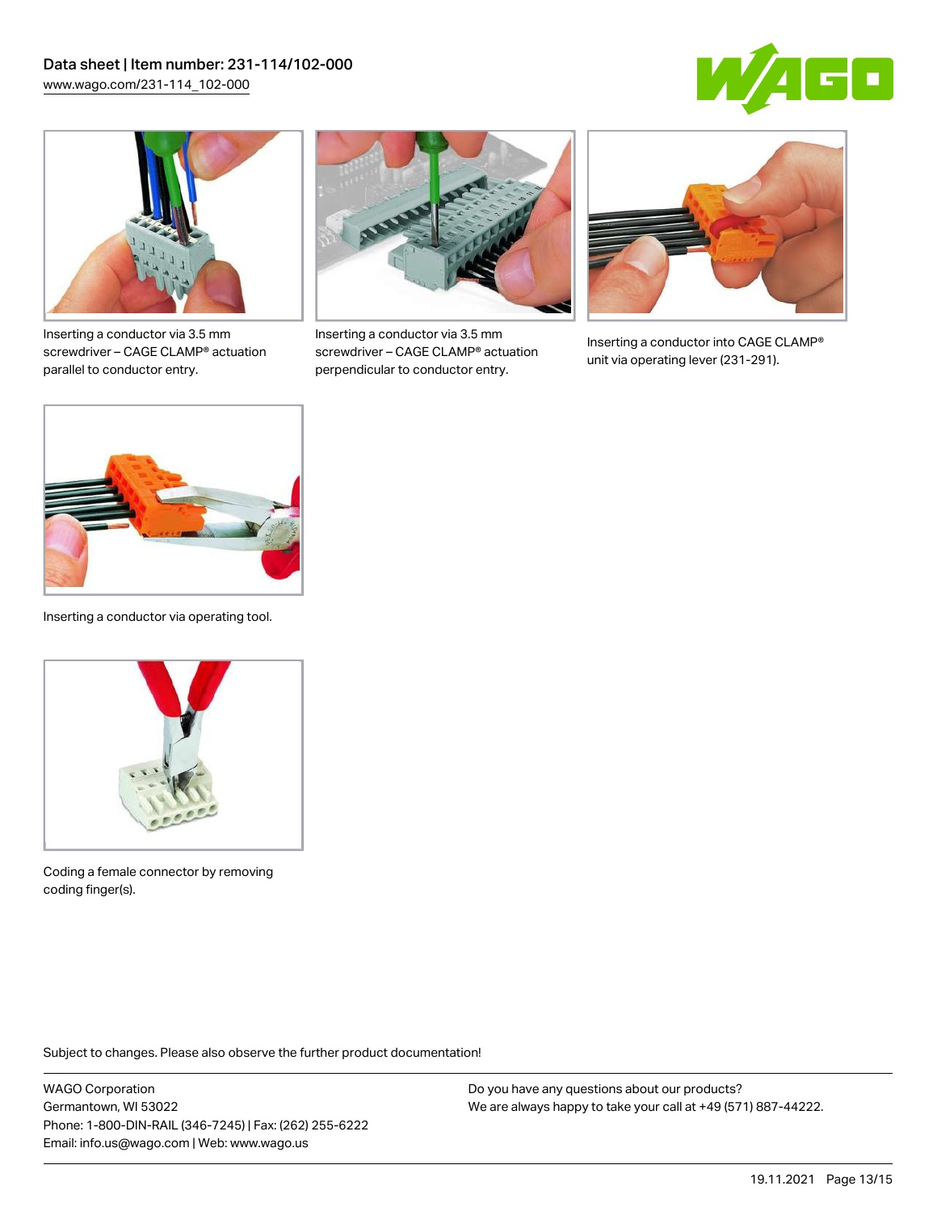Inserting a conductor via 3.5 mm screwdriver – CAGE CLAMP® actuation parallel to conductor entry.

Inserting a conductor via 3.5 mm screwdriver – CAGE CLAMP® actuation perpendicular to conductor entry.

Inserting a conductor into CAGE CLAMP® unit via operating lever (231-291).

Inserting a conductor via operating tool.

Coding a female connector by removing coding finger(s).

Subject to changes. Please also observe the further product documentation!

WAGO Corporation
Germantown, WI 53022
Phone: 1-800-DIN-RAIL (346-7245) | Fax: (262) 255-6222
Email: info.us@wago.com | Web: www.wago.us

Do you have any questions about our products?
We are always happy to take your call at +49 (571) 887-44222.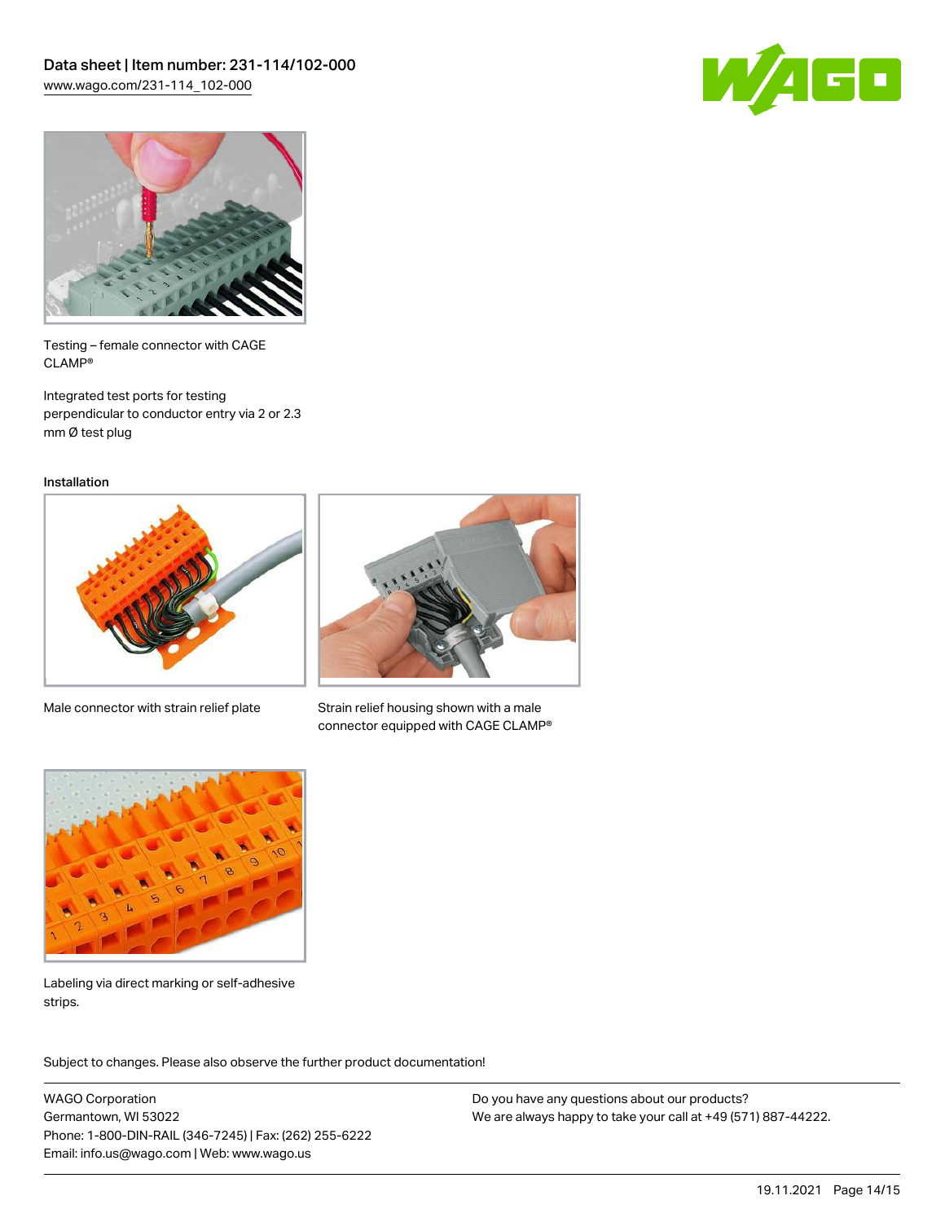Testing – female connector with CAGE CLAMP®

Integrated test ports for testing perpendicular to conductor entry via 2 or 2.3 mm Ø test plug

## Installation

Male connector with strain relief plate

Strain relief housing shown with a male connector equipped with CAGE CLAMP®

Labeling via direct marking or self-adhesive strips.

Subject to changes. Please also observe the further product documentation!

WAGO Corporation
Germantown, WI 53022
Phone: 1-800-DIN-RAIL (346-7245) | Fax: (262) 255-6222
Email: info.us@wago.com | Web: www.wago.us

Do you have any questions about our products?
We are always happy to take your call at +49 (571) 887-44222.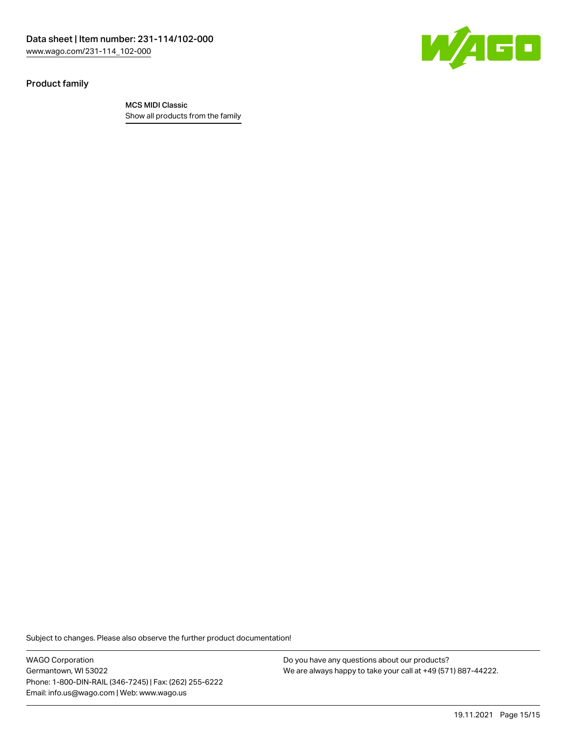## Product family

MCS MIDI Classic
Show all products from the family

Subject to changes. Please also observe the further product documentation!

WAGO Corporation
Germantown, WI 53022
Phone: 1-800-DIN-RAIL (346-7245) | Fax: (262) 255-6222
Email: info.us@wago.com | Web: www.wago.us

Do you have any questions about our products?
We are always happy to take your call at +49 (571) 887-44222.